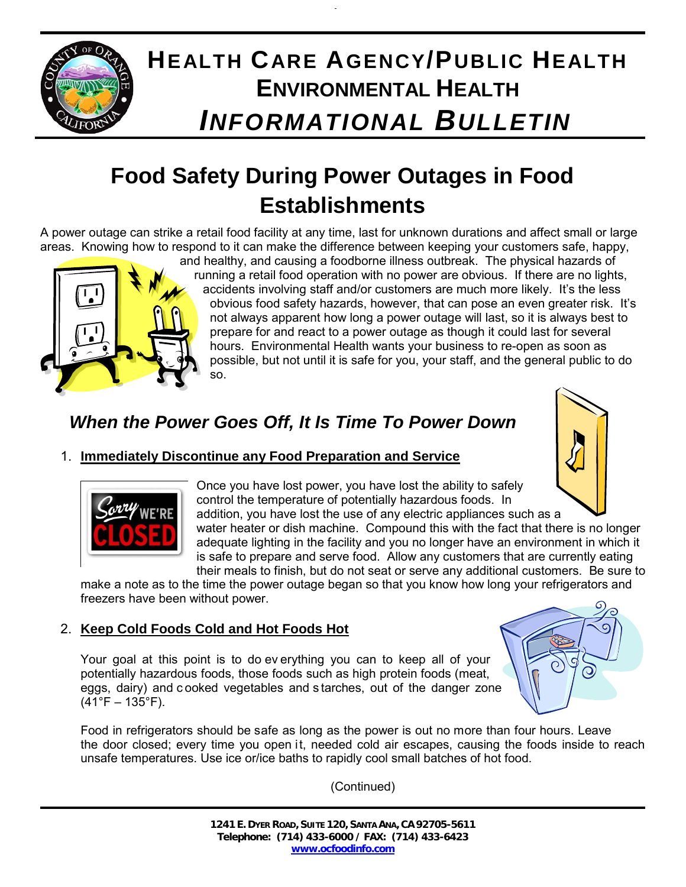# HEALTH CARE AGENCY/PUBLIC HEALTH
## ENVIRONMENTAL HEALTH
## *INFORMATIONAL BULLETIN*

# Food Safety During Power Outages in Food Establishments

A power outage can strike a retail food facility at any time, last for unknown durations and affect small or large areas. Knowing how to respond to it can make the difference between keeping your customers safe, happy, and healthy, and causing a foodborne illness outbreak. The physical hazards of running a retail food operation with no power are obvious. If there are no lights, accidents involving staff and/or customers are much more likely. It's the less obvious food safety hazards, however, that can pose an even greater risk. It's not always apparent how long a power outage will last, so it is always best to prepare for and react to a power outage as though it could last for several hours. Environmental Health wants your business to re-open as soon as possible, but not until it is safe for you, your staff, and the general public to do so.

## *When the Power Goes Off, It Is Time To Power Down*

1. **Immediately Discontinue any Food Preparation and Service**

   Once you have lost power, you have lost the ability to safely control the temperature of potentially hazardous foods. In addition, you have lost the use of any electric appliances such as a water heater or dish machine. Compound this with the fact that there is no longer adequate lighting in the facility and you no longer have an environment in which it is safe to prepare and serve food. Allow any customers that are currently eating their meals to finish, but do not seat or serve any additional customers. Be sure to make a note as to the time the power outage began so that you know how long your refrigerators and freezers have been without power.

2. **Keep Cold Foods Cold and Hot Foods Hot**

   Your goal at this point is to do everything you can to keep all of your potentially hazardous foods, those foods such as high protein foods (meat, eggs, dairy) and cooked vegetables and starches, out of the danger zone (41°F – 135°F).

   Food in refrigerators should be safe as long as the power is out no more than four hours. Leave the door closed; every time you open it, needed cold air escapes, causing the foods inside to reach unsafe temperatures. Use ice or/ice baths to rapidly cool small batches of hot food.

(Continued)

1241 E. DYER ROAD, SUITE 120, SANTA ANA, CA 92705-5611
Telephone: (714) 433-6000 / FAX: (714) 433-6423
www.ocfoodinfo.com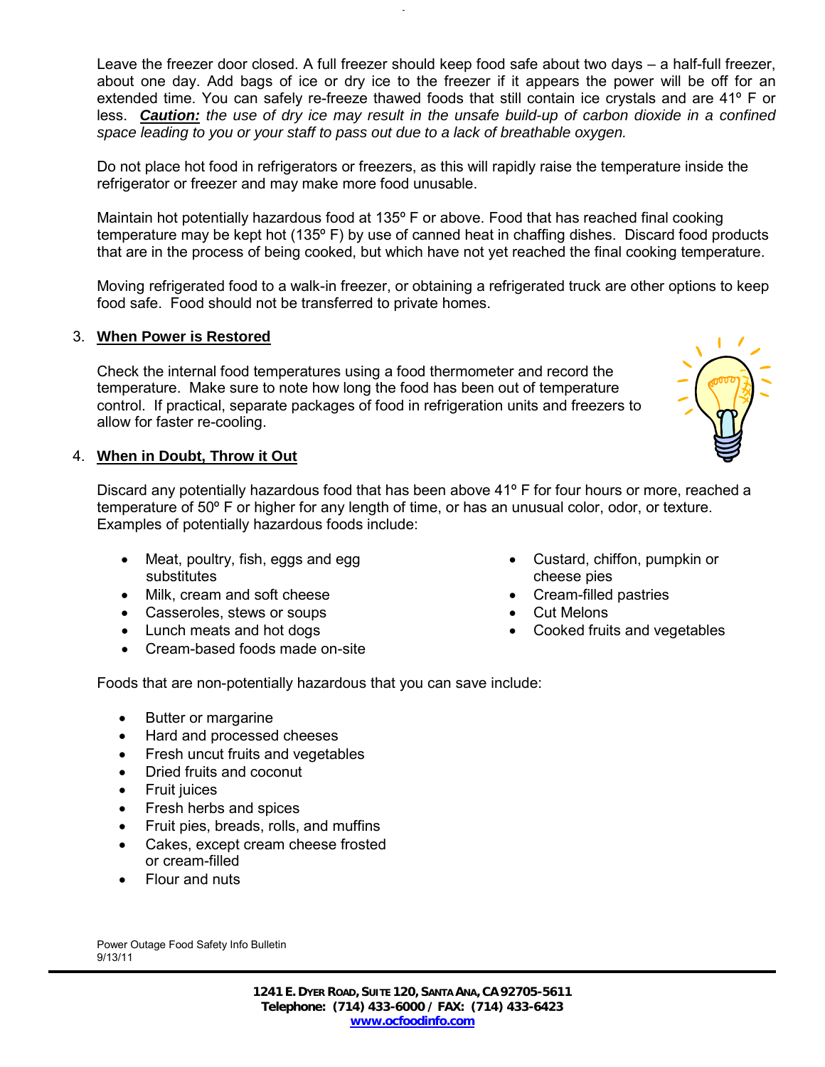Leave the freezer door closed. A full freezer should keep food safe about two days – a half-full freezer, about one day. Add bags of ice or dry ice to the freezer if it appears the power will be off for an extended time. You can safely re-freeze thawed foods that still contain ice crystals and are 41º F or less. ***Caution:*** *the use of dry ice may result in the unsafe build-up of carbon dioxide in a confined space leading to you or your staff to pass out due to a lack of breathable oxygen.*

Do not place hot food in refrigerators or freezers, as this will rapidly raise the temperature inside the refrigerator or freezer and may make more food unusable.

Maintain hot potentially hazardous food at 135º F or above. Food that has reached final cooking temperature may be kept hot (135º F) by use of canned heat in chaffing dishes. Discard food products that are in the process of being cooked, but which have not yet reached the final cooking temperature.

Moving refrigerated food to a walk-in freezer, or obtaining a refrigerated truck are other options to keep food safe. Food should not be transferred to private homes.

3. **When Power is Restored**

Check the internal food temperatures using a food thermometer and record the temperature. Make sure to note how long the food has been out of temperature control. If practical, separate packages of food in refrigeration units and freezers to allow for faster re-cooling.

4. **When in Doubt, Throw it Out**

Discard any potentially hazardous food that has been above 41º F for four hours or more, reached a temperature of 50º F or higher for any length of time, or has an unusual color, odor, or texture. Examples of potentially hazardous foods include:

- Meat, poultry, fish, eggs and egg substitutes
- Milk, cream and soft cheese
- Casseroles, stews or soups
- Lunch meats and hot dogs
- Cream-based foods made on-site
- Custard, chiffon, pumpkin or cheese pies
- Cream-filled pastries
- Cut Melons
- Cooked fruits and vegetables

Foods that are non-potentially hazardous that you can save include:

- Butter or margarine
- Hard and processed cheeses
- Fresh uncut fruits and vegetables
- Dried fruits and coconut
- Fruit juices
- Fresh herbs and spices
- Fruit pies, breads, rolls, and muffins
- Cakes, except cream cheese frosted or cream-filled
- Flour and nuts

Power Outage Food Safety Info Bulletin
9/13/11

**1241 E. Dyer Road, Suite 120, Santa Ana, CA 92705-5611**
**Telephone: (714) 433-6000 / FAX: (714) 433-6423**
**www.ocfoodinfo.com**